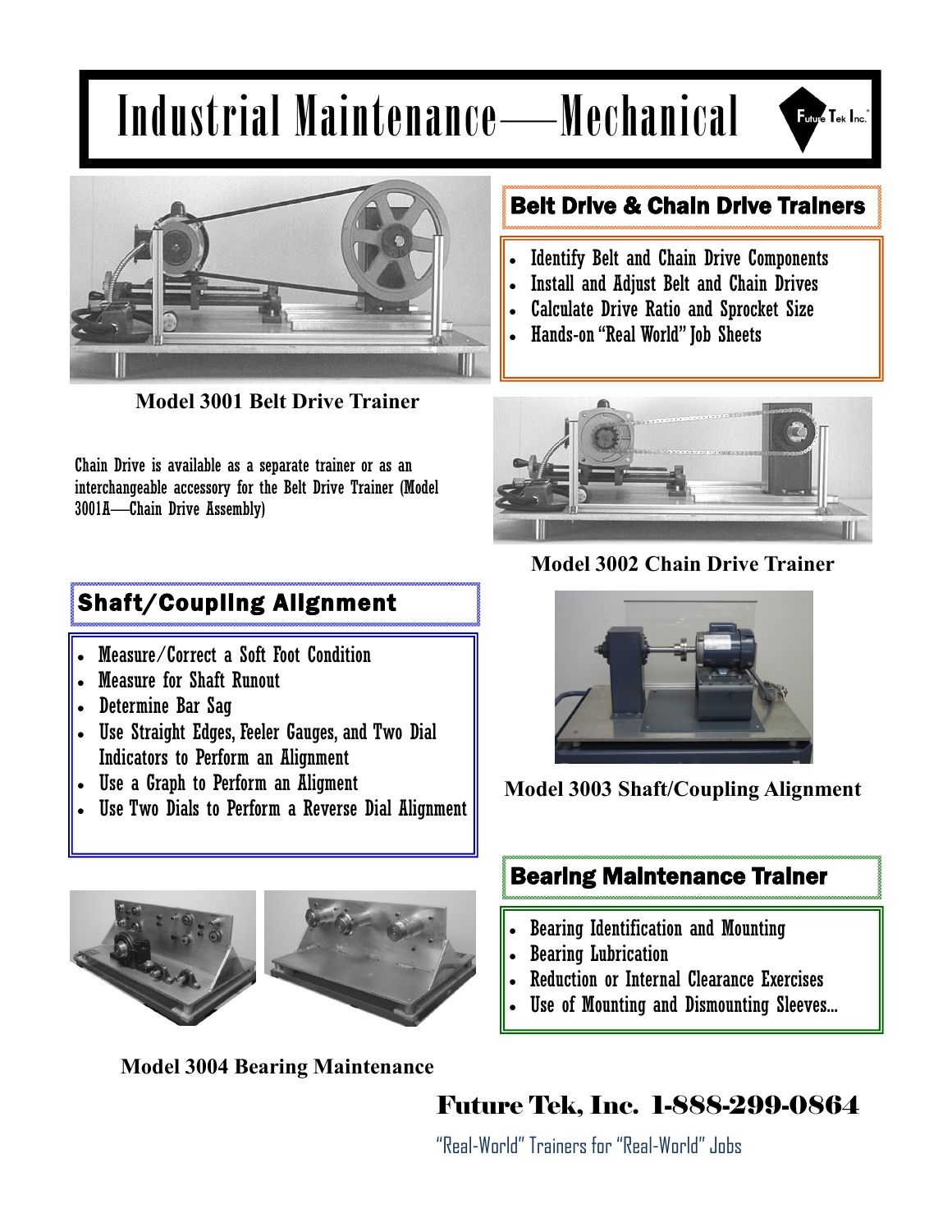# Industrial Maintenance—Mechanical

Future Tek Inc.

Model 3001 Belt Drive Trainer

## Belt Drive & Chain Drive Trainers

- Identify Belt and Chain Drive Components
- Install and Adjust Belt and Chain Drives
- Calculate Drive Ratio and Sprocket Size
- Hands-on "Real World" Job Sheets

Chain Drive is available as a separate trainer or as an interchangeable accessory for the Belt Drive Trainer (Model 3001A—Chain Drive Assembly)

Model 3002 Chain Drive Trainer

## Shaft/Coupling Alignment

- Measure/Correct a Soft Foot Condition
- Measure for Shaft Runout
- Determine Bar Sag
- Use Straight Edges, Feeler Gauges, and Two Dial Indicators to Perform an Alignment
- Use a Graph to Perform an Aligment
- Use Two Dials to Perform a Reverse Dial Alignment

Model 3003 Shaft/Coupling Alignment

## Bearing Maintenance Trainer

- Bearing Identification and Mounting
- Bearing Lubrication
- Reduction or Internal Clearance Exercises
- Use of Mounting and Dismounting Sleeves...

Model 3004 Bearing Maintenance

**Future Tek, Inc. 1-888-299-0864**

"Real-World" Trainers for "Real-World" Jobs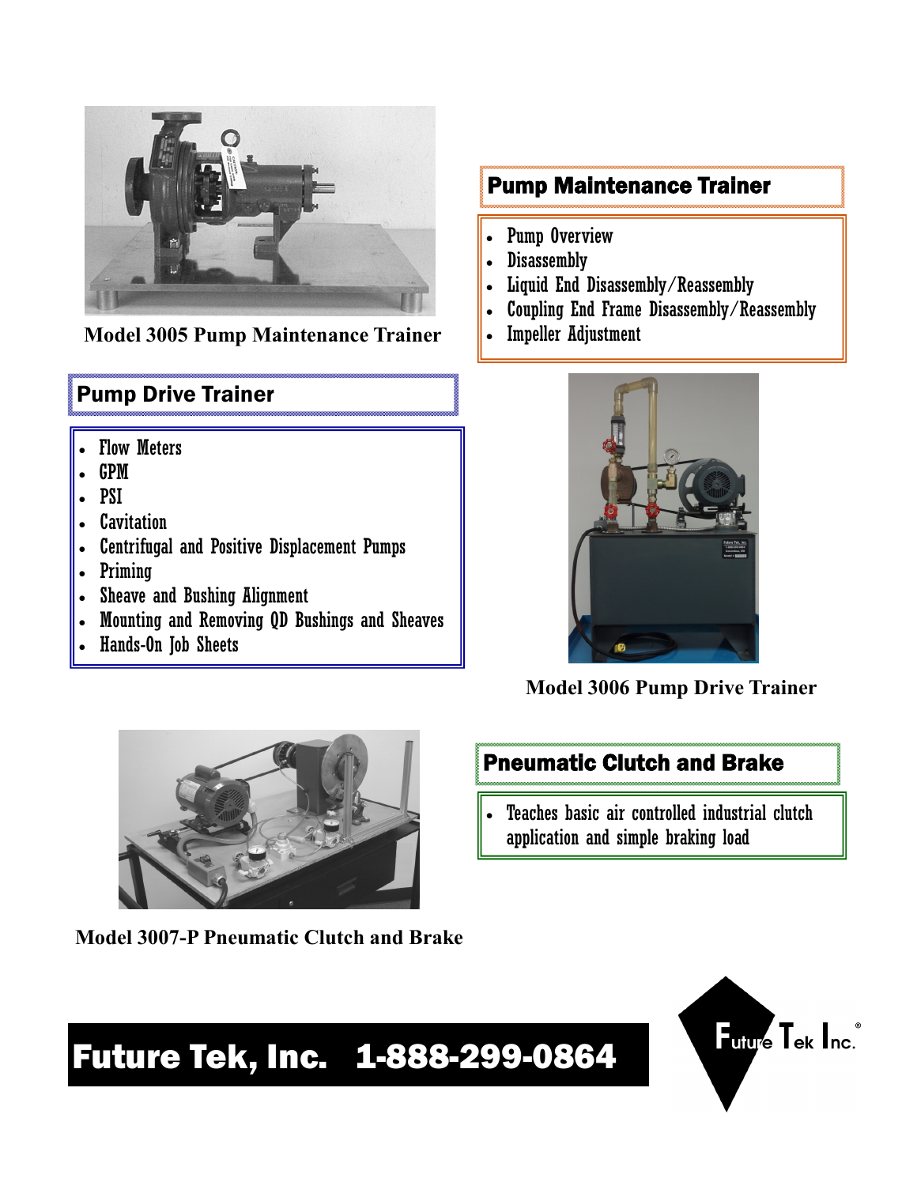Model 3005 Pump Maintenance Trainer

## Pump Maintenance Trainer

- Pump Overview
- Disassembly
- Liquid End Disassembly/Reassembly
- Coupling End Frame Disassembly/Reassembly
- Impeller Adjustment

## Pump Drive Trainer

- Flow Meters
- GPM
- PSI
- Cavitation
- Centrifugal and Positive Displacement Pumps
- Priming
- Sheave and Bushing Alignment
- Mounting and Removing QD Bushings and Sheaves
- Hands-On Job Sheets

Model 3006 Pump Drive Trainer

## Pneumatic Clutch and Brake

- Teaches basic air controlled industrial clutch application and simple braking load

Model 3007-P Pneumatic Clutch and Brake

**Future Tek, Inc. 1-888-299-0864**

Future Tek Inc.®